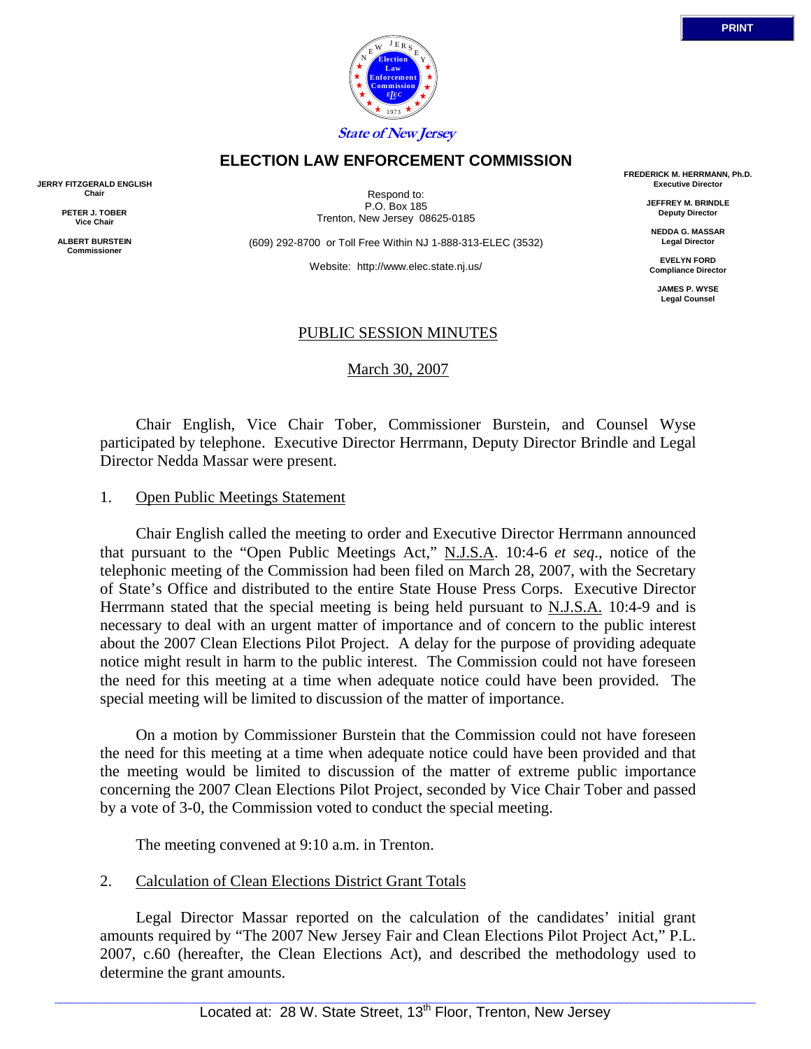State of New Jersey

# ELECTION LAW ENFORCEMENT COMMISSION

**JERRY FITZGERALD ENGLISH**
**Chair**

**PETER J. TOBER**
**Vice Chair**

**ALBERT BURSTEIN**
**Commissioner**

Respond to:
P.O. Box 185
Trenton, New Jersey 08625-0185

(609) 292-8700 or Toll Free Within NJ 1-888-313-ELEC (3532)

Website: http://www.elec.state.nj.us/

**FREDERICK M. HERRMANN, Ph.D.**
**Executive Director**

**JEFFREY M. BRINDLE**
**Deputy Director**

**NEDDA G. MASSAR**
**Legal Director**

**EVELYN FORD**
**Compliance Director**

**JAMES P. WYSE**
**Legal Counsel**

## PUBLIC SESSION MINUTES

March 30, 2007

Chair English, Vice Chair Tober, Commissioner Burstein, and Counsel Wyse participated by telephone. Executive Director Herrmann, Deputy Director Brindle and Legal Director Nedda Massar were present.

1. Open Public Meetings Statement

Chair English called the meeting to order and Executive Director Herrmann announced that pursuant to the "Open Public Meetings Act," N.J.S.A. 10:4-6 *et seq.*, notice of the telephonic meeting of the Commission had been filed on March 28, 2007, with the Secretary of State's Office and distributed to the entire State House Press Corps. Executive Director Herrmann stated that the special meeting is being held pursuant to N.J.S.A. 10:4-9 and is necessary to deal with an urgent matter of importance and of concern to the public interest about the 2007 Clean Elections Pilot Project. A delay for the purpose of providing adequate notice might result in harm to the public interest. The Commission could not have foreseen the need for this meeting at a time when adequate notice could have been provided. The special meeting will be limited to discussion of the matter of importance.

On a motion by Commissioner Burstein that the Commission could not have foreseen the need for this meeting at a time when adequate notice could have been provided and that the meeting would be limited to discussion of the matter of extreme public importance concerning the 2007 Clean Elections Pilot Project, seconded by Vice Chair Tober and passed by a vote of 3-0, the Commission voted to conduct the special meeting.

The meeting convened at 9:10 a.m. in Trenton.

2. Calculation of Clean Elections District Grant Totals

Legal Director Massar reported on the calculation of the candidates' initial grant amounts required by "The 2007 New Jersey Fair and Clean Elections Pilot Project Act," P.L. 2007, c.60 (hereafter, the Clean Elections Act), and described the methodology used to determine the grant amounts.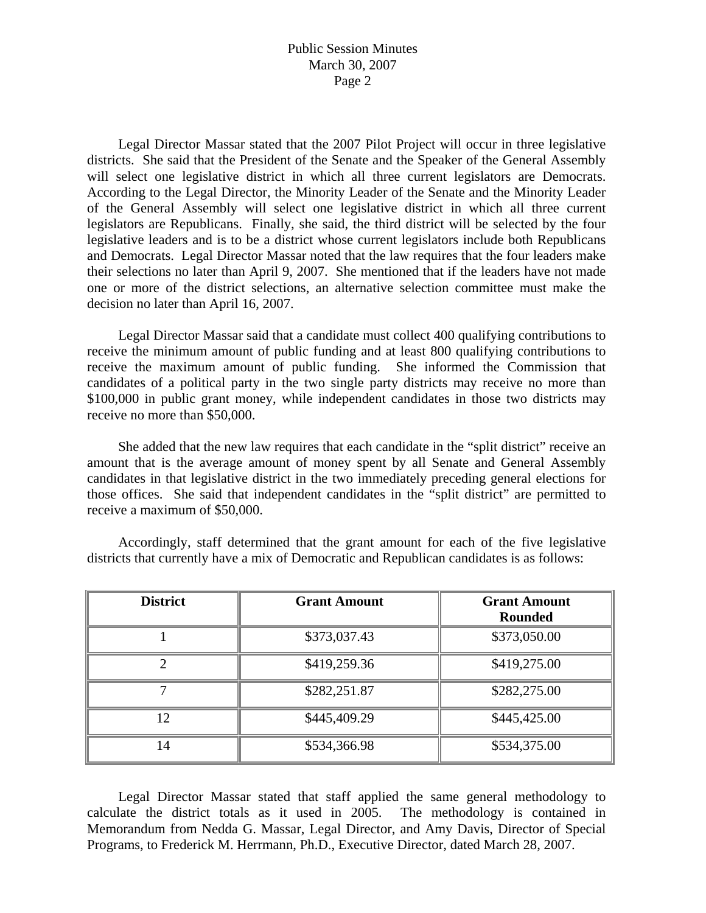Legal Director Massar stated that the 2007 Pilot Project will occur in three legislative districts. She said that the President of the Senate and the Speaker of the General Assembly will select one legislative district in which all three current legislators are Democrats. According to the Legal Director, the Minority Leader of the Senate and the Minority Leader of the General Assembly will select one legislative district in which all three current legislators are Republicans. Finally, she said, the third district will be selected by the four legislative leaders and is to be a district whose current legislators include both Republicans and Democrats. Legal Director Massar noted that the law requires that the four leaders make their selections no later than April 9, 2007. She mentioned that if the leaders have not made one or more of the district selections, an alternative selection committee must make the decision no later than April 16, 2007.

Legal Director Massar said that a candidate must collect 400 qualifying contributions to receive the minimum amount of public funding and at least 800 qualifying contributions to receive the maximum amount of public funding. She informed the Commission that candidates of a political party in the two single party districts may receive no more than $100,000 in public grant money, while independent candidates in those two districts may receive no more than $50,000.

She added that the new law requires that each candidate in the "split district" receive an amount that is the average amount of money spent by all Senate and General Assembly candidates in that legislative district in the two immediately preceding general elections for those offices. She said that independent candidates in the "split district" are permitted to receive a maximum of $50,000.

Accordingly, staff determined that the grant amount for each of the five legislative districts that currently have a mix of Democratic and Republican candidates is as follows:

| District | Grant Amount | Grant Amount Rounded |
|---|---|---|
| 1 | $373,037.43 | $373,050.00 |
| 2 | $419,259.36 | $419,275.00 |
| 7 | $282,251.87 | $282,275.00 |
| 12 | $445,409.29 | $445,425.00 |
| 14 | $534,366.98 | $534,375.00 |

Legal Director Massar stated that staff applied the same general methodology to calculate the district totals as it used in 2005. The methodology is contained in Memorandum from Nedda G. Massar, Legal Director, and Amy Davis, Director of Special Programs, to Frederick M. Herrmann, Ph.D., Executive Director, dated March 28, 2007.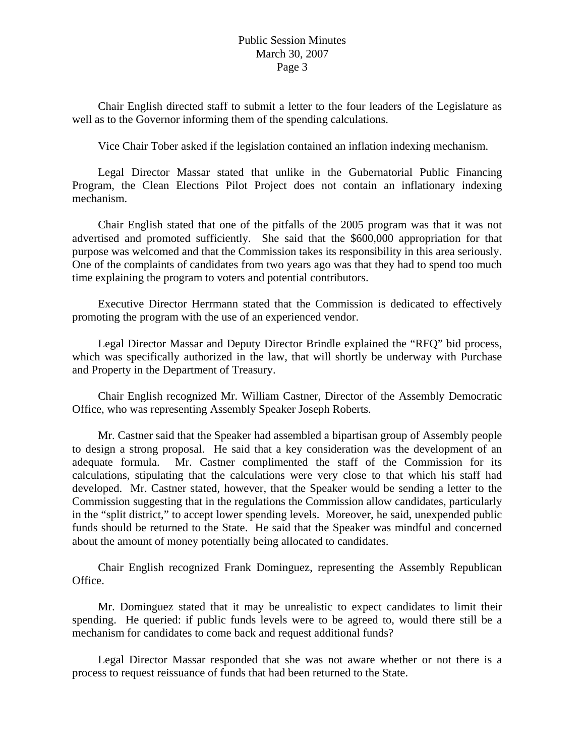Chair English directed staff to submit a letter to the four leaders of the Legislature as well as to the Governor informing them of the spending calculations.

Vice Chair Tober asked if the legislation contained an inflation indexing mechanism.

Legal Director Massar stated that unlike in the Gubernatorial Public Financing Program, the Clean Elections Pilot Project does not contain an inflationary indexing mechanism.

Chair English stated that one of the pitfalls of the 2005 program was that it was not advertised and promoted sufficiently. She said that the $600,000 appropriation for that purpose was welcomed and that the Commission takes its responsibility in this area seriously. One of the complaints of candidates from two years ago was that they had to spend too much time explaining the program to voters and potential contributors.

Executive Director Herrmann stated that the Commission is dedicated to effectively promoting the program with the use of an experienced vendor.

Legal Director Massar and Deputy Director Brindle explained the "RFQ" bid process, which was specifically authorized in the law, that will shortly be underway with Purchase and Property in the Department of Treasury.

Chair English recognized Mr. William Castner, Director of the Assembly Democratic Office, who was representing Assembly Speaker Joseph Roberts.

Mr. Castner said that the Speaker had assembled a bipartisan group of Assembly people to design a strong proposal. He said that a key consideration was the development of an adequate formula. Mr. Castner complimented the staff of the Commission for its calculations, stipulating that the calculations were very close to that which his staff had developed. Mr. Castner stated, however, that the Speaker would be sending a letter to the Commission suggesting that in the regulations the Commission allow candidates, particularly in the "split district," to accept lower spending levels. Moreover, he said, unexpended public funds should be returned to the State. He said that the Speaker was mindful and concerned about the amount of money potentially being allocated to candidates.

Chair English recognized Frank Dominguez, representing the Assembly Republican Office.

Mr. Dominguez stated that it may be unrealistic to expect candidates to limit their spending. He queried: if public funds levels were to be agreed to, would there still be a mechanism for candidates to come back and request additional funds?

Legal Director Massar responded that she was not aware whether or not there is a process to request reissuance of funds that had been returned to the State.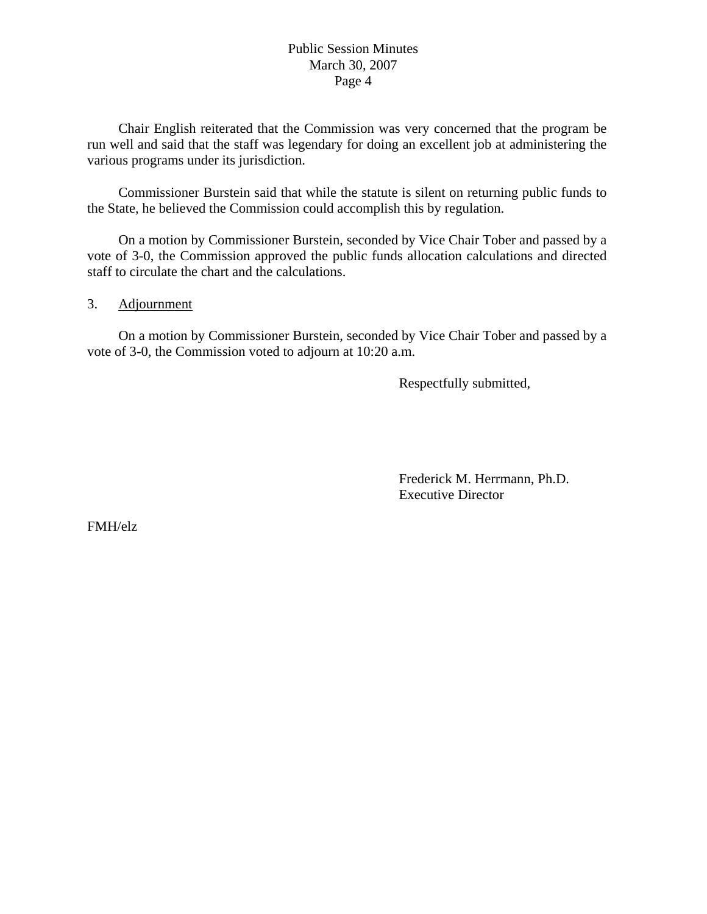Chair English reiterated that the Commission was very concerned that the program be run well and said that the staff was legendary for doing an excellent job at administering the various programs under its jurisdiction.

Commissioner Burstein said that while the statute is silent on returning public funds to the State, he believed the Commission could accomplish this by regulation.

On a motion by Commissioner Burstein, seconded by Vice Chair Tober and passed by a vote of 3-0, the Commission approved the public funds allocation calculations and directed staff to circulate the chart and the calculations.

3. Adjournment

On a motion by Commissioner Burstein, seconded by Vice Chair Tober and passed by a vote of 3-0, the Commission voted to adjourn at 10:20 a.m.

Respectfully submitted,

Frederick M. Herrmann, Ph.D.
Executive Director

FMH/elz